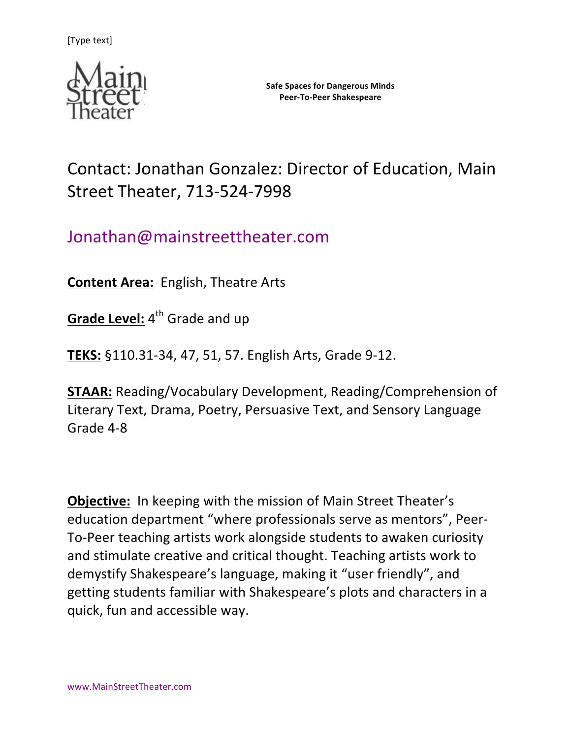[Type text]

**Safe Spaces for Dangerous Minds**
**Peer-To-Peer Shakespeare**

Contact: Jonathan Gonzalez: Director of Education, Main Street Theater, 713-524-7998

Jonathan@mainstreettheater.com

**Content Area:** English, Theatre Arts

**Grade Level:** 4th Grade and up

**TEKS:** §110.31-34, 47, 51, 57. English Arts, Grade 9-12.

**STAAR:** Reading/Vocabulary Development, Reading/Comprehension of Literary Text, Drama, Poetry, Persuasive Text, and Sensory Language Grade 4-8

**Objective:** In keeping with the mission of Main Street Theater's education department "where professionals serve as mentors", Peer-To-Peer teaching artists work alongside students to awaken curiosity and stimulate creative and critical thought. Teaching artists work to demystify Shakespeare's language, making it "user friendly", and getting students familiar with Shakespeare's plots and characters in a quick, fun and accessible way.

www.MainStreetTheater.com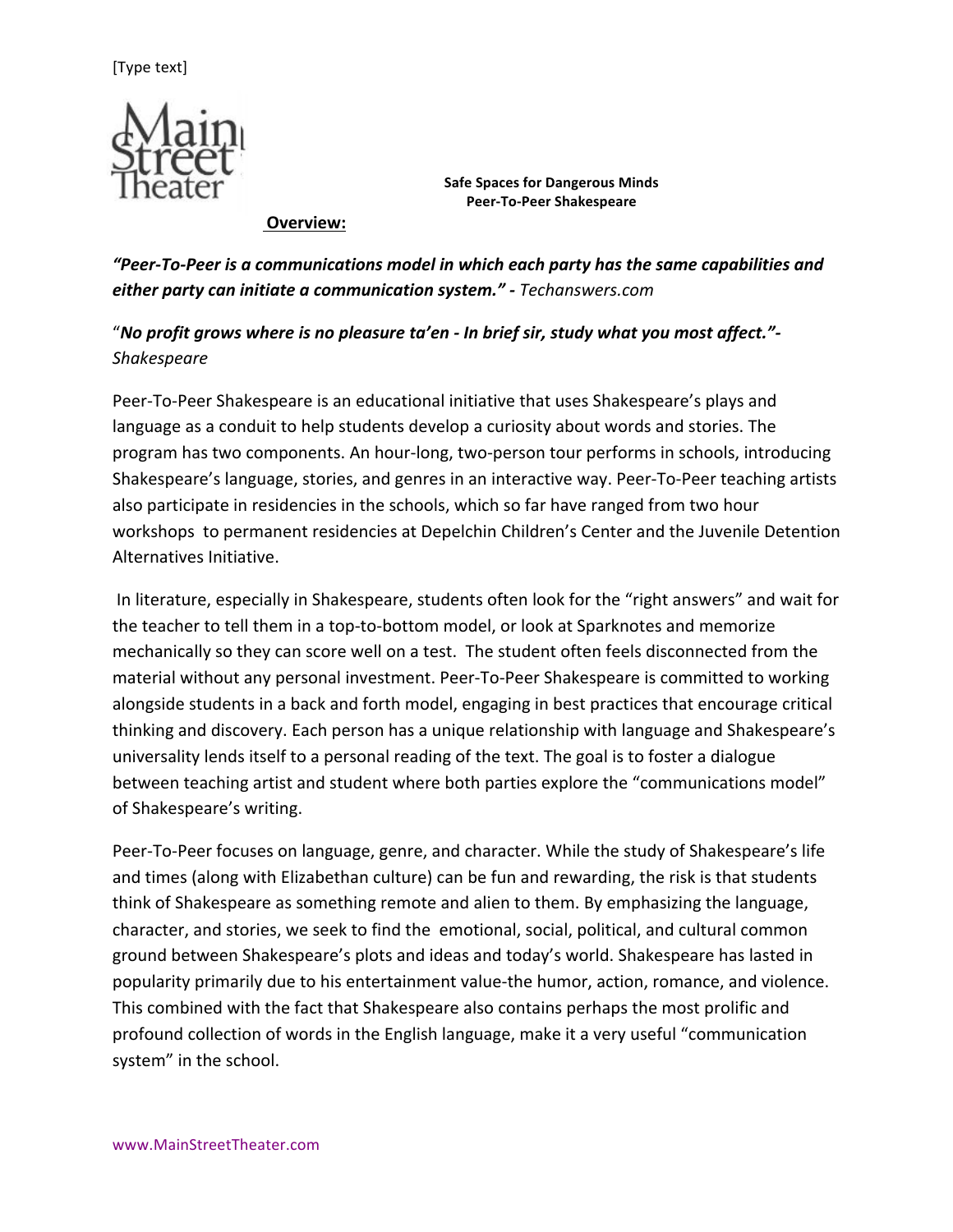[Type text]

**Safe Spaces for Dangerous Minds**
**Peer-To-Peer Shakespeare**

**Overview:**

***"Peer-To-Peer is a communications model in which each party has the same capabilities and either party can initiate a communication system."** - Techanswers.com*

"***No profit grows where is no pleasure ta'en - In brief sir, study what you most affect."***- *Shakespeare*

Peer-To-Peer Shakespeare is an educational initiative that uses Shakespeare's plays and language as a conduit to help students develop a curiosity about words and stories. The program has two components. An hour-long, two-person tour performs in schools, introducing Shakespeare's language, stories, and genres in an interactive way. Peer-To-Peer teaching artists also participate in residencies in the schools, which so far have ranged from two hour workshops to permanent residencies at Depelchin Children's Center and the Juvenile Detention Alternatives Initiative.

In literature, especially in Shakespeare, students often look for the "right answers" and wait for the teacher to tell them in a top-to-bottom model, or look at Sparknotes and memorize mechanically so they can score well on a test. The student often feels disconnected from the material without any personal investment. Peer-To-Peer Shakespeare is committed to working alongside students in a back and forth model, engaging in best practices that encourage critical thinking and discovery. Each person has a unique relationship with language and Shakespeare's universality lends itself to a personal reading of the text. The goal is to foster a dialogue between teaching artist and student where both parties explore the "communications model" of Shakespeare's writing.

Peer-To-Peer focuses on language, genre, and character. While the study of Shakespeare's life and times (along with Elizabethan culture) can be fun and rewarding, the risk is that students think of Shakespeare as something remote and alien to them. By emphasizing the language, character, and stories, we seek to find the emotional, social, political, and cultural common ground between Shakespeare's plots and ideas and today's world. Shakespeare has lasted in popularity primarily due to his entertainment value-the humor, action, romance, and violence. This combined with the fact that Shakespeare also contains perhaps the most prolific and profound collection of words in the English language, make it a very useful "communication system" in the school.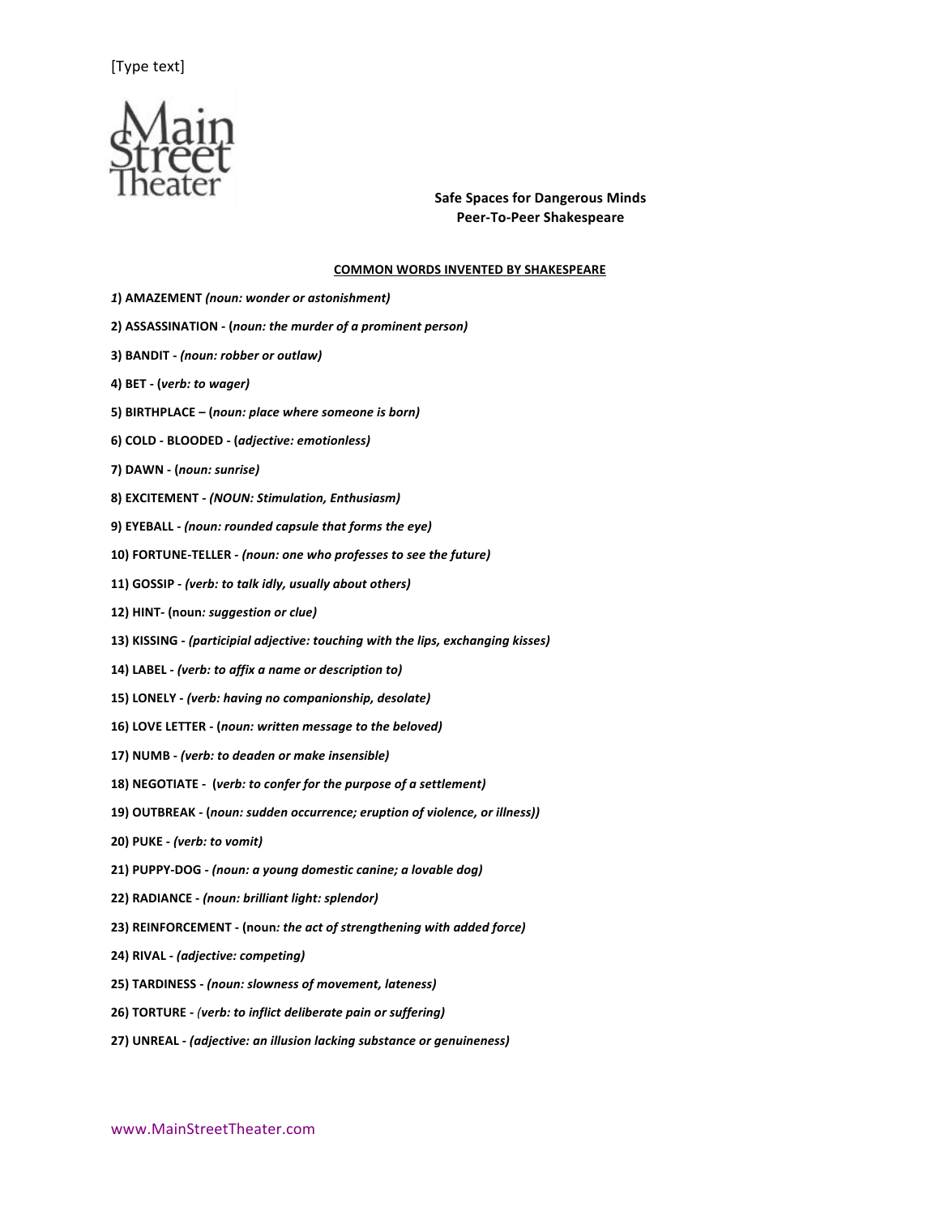[Type text]

**Safe Spaces for Dangerous Minds**
**Peer-To-Peer Shakespeare**

**COMMON WORDS INVENTED BY SHAKESPEARE**

*1*) **AMAZEMENT** ***(noun: wonder or astonishment)***

**2) ASSASSINATION - (*noun: the murder of a prominent person)***

**3) BANDIT -** ***(noun: robber or outlaw)***

**4) BET - (*verb: to wager)***

**5) BIRTHPLACE – (*noun: place where someone is born)***

**6) COLD - BLOODED - (*adjective: emotionless)***

**7) DAWN - (*noun: sunrise)***

**8) EXCITEMENT -** ***(NOUN: Stimulation, Enthusiasm)***

**9) EYEBALL -** ***(noun: rounded capsule that forms the eye)***

**10) FORTUNE-TELLER -** ***(noun: one who professes to see the future)***

**11) GOSSIP -** ***(verb: to talk idly, usually about others)***

**12) HINT- (noun*: suggestion or clue)***

**13) KISSING -** ***(participial adjective: touching with the lips, exchanging kisses)***

**14) LABEL -** ***(verb: to affix a name or description to)***

**15) LONELY -** ***(verb: having no companionship, desolate)***

**16) LOVE LETTER - (*noun: written message to the beloved)***

**17) NUMB -** ***(verb: to deaden or make insensible)***

**18) NEGOTIATE - (*verb: to confer for the purpose of a settlement)***

**19) OUTBREAK - (*noun: sudden occurrence; eruption of violence, or illness))***

**20) PUKE -** ***(verb: to vomit)***

**21) PUPPY-DOG -** ***(noun: a young domestic canine; a lovable dog)***

**22) RADIANCE -** ***(noun: brilliant light: splendor)***

**23) REINFORCEMENT - (noun*: the act of strengthening with added force)***

**24) RIVAL -** ***(adjective: competing)***

**25) TARDINESS -** ***(noun: slowness of movement, lateness)***

**26) TORTURE -** *(**verb: to inflict deliberate pain or suffering)***

**27) UNREAL -** ***(adjective: an illusion lacking substance or genuineness)***

www.MainStreetTheater.com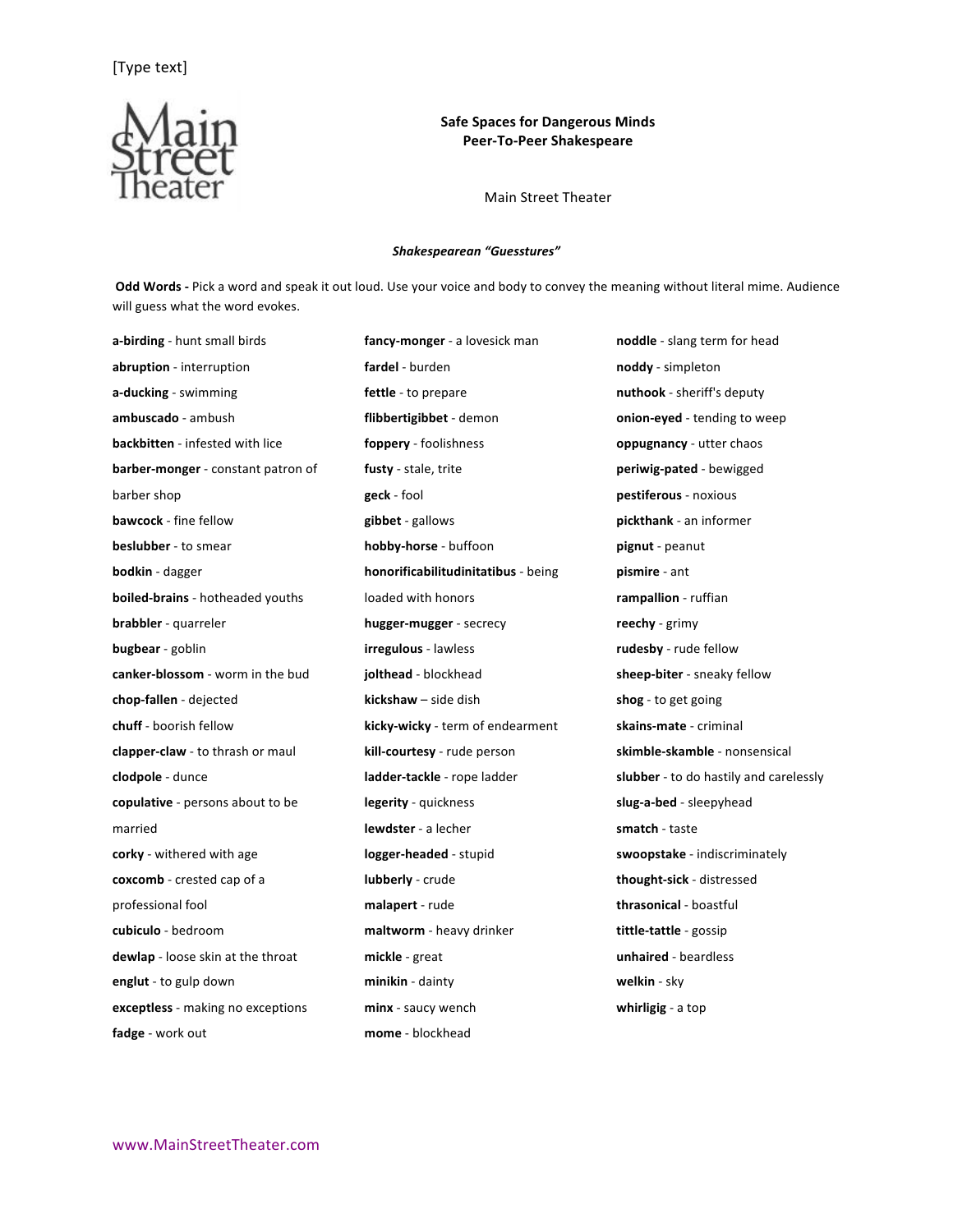[Type text]

**Safe Spaces for Dangerous Minds**
**Peer-To-Peer Shakespeare**

Main Street Theater

***Shakespearean "Guesstures"***

**Odd Words -** Pick a word and speak it out loud. Use your voice and body to convey the meaning without literal mime. Audience will guess what the word evokes.

**a-birding** - hunt small birds
**abruption** - interruption
**a-ducking** - swimming
**ambuscado** - ambush
**backbitten** - infested with lice
**barber-monger** - constant patron of barber shop
**bawcock** - fine fellow
**beslubber** - to smear
**bodkin** - dagger
**boiled-brains** - hotheaded youths
**brabbler** - quarreler
**bugbear** - goblin
**canker-blossom** - worm in the bud
**chop-fallen** - dejected
**chuff** - boorish fellow
**clapper-claw** - to thrash or maul
**clodpole** - dunce
**copulative** - persons about to be married
**corky** - withered with age
**coxcomb** - crested cap of a professional fool
**cubiculo** - bedroom
**dewlap** - loose skin at the throat
**englut** - to gulp down
**exceptless** - making no exceptions
**fadge** - work out
**fancy-monger** - a lovesick man
**fardel** - burden
**fettle** - to prepare
**flibbertigibbet** - demon
**foppery** - foolishness
**fusty** - stale, trite
**geck** - fool
**gibbet** - gallows
**hobby-horse** - buffoon
**honorificabilitudinitatibus** - being loaded with honors
**hugger-mugger** - secrecy
**irregulous** - lawless
**jolthead** - blockhead
**kickshaw** – side dish
**kicky-wicky** - term of endearment
**kill-courtesy** - rude person
**ladder-tackle** - rope ladder
**legerity** - quickness
**lewdster** - a lecher
**logger-headed** - stupid
**lubberly** - crude
**malapert** - rude
**maltworm** - heavy drinker
**mickle** - great
**minikin** - dainty
**minx** - saucy wench
**mome** - blockhead
**noddle** - slang term for head
**noddy** - simpleton
**nuthook** - sheriff's deputy
**onion-eyed** - tending to weep
**oppugnancy** - utter chaos
**periwig-pated** - bewigged
**pestiferous** - noxious
**pickthank** - an informer
**pignut** - peanut
**pismire** - ant
**rampallion** - ruffian
**reechy** - grimy
**rudesby** - rude fellow
**sheep-biter** - sneaky fellow
**shog** - to get going
**skains-mate** - criminal
**skimble-skamble** - nonsensical
**slubber** - to do hastily and carelessly
**slug-a-bed** - sleepyhead
**smatch** - taste
**swoopstake** - indiscriminately
**thought-sick** - distressed
**thrasonical** - boastful
**tittle-tattle** - gossip
**unhaired** - beardless
**welkin** - sky
**whirligig** - a top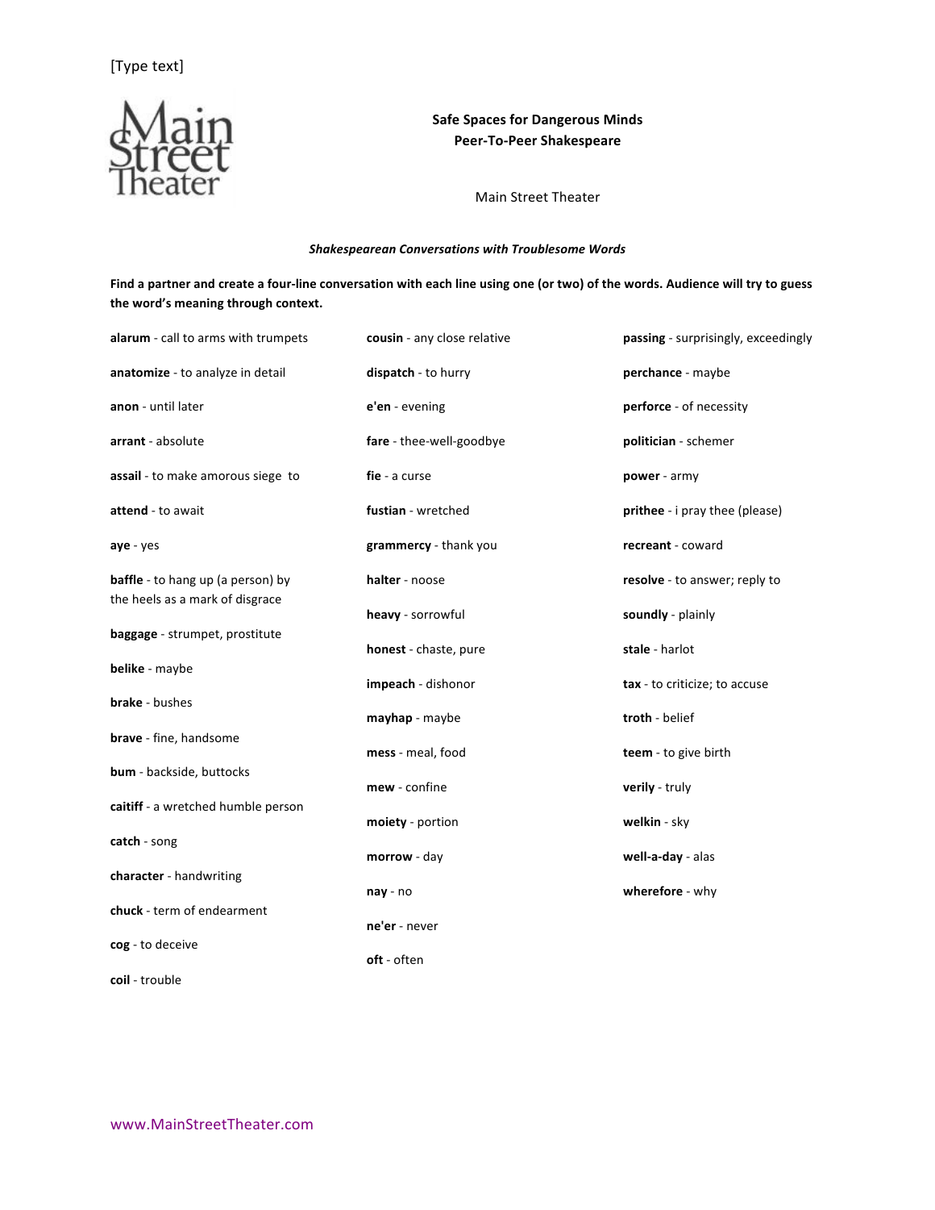**Safe Spaces for Dangerous Minds**
**Peer-To-Peer Shakespeare**

Main Street Theater

***Shakespearean Conversations with Troublesome Words***

**Find a partner and create a four-line conversation with each line using one (or two) of the words. Audience will try to guess the word's meaning through context.**

**alarum** - call to arms with trumpets

**anatomize** - to analyze in detail

**anon** - until later

**arrant** - absolute

**assail** - to make amorous siege to

**attend** - to await

**aye** - yes

**baffle** - to hang up (a person) by the heels as a mark of disgrace

**baggage** - strumpet, prostitute

**belike** - maybe

**brake** - bushes

**brave** - fine, handsome

**bum** - backside, buttocks

**caitiff** - a wretched humble person

**catch** - song

**character** - handwriting

**chuck** - term of endearment

**cog** - to deceive

**coil** - trouble

**cousin** - any close relative

**dispatch** - to hurry

**e'en** - evening

**fare** - thee-well-goodbye

**fie** - a curse

**fustian** - wretched

**grammercy** - thank you

**halter** - noose

**heavy** - sorrowful

**honest** - chaste, pure

**impeach** - dishonor

**mayhap** - maybe

**mess** - meal, food

**mew** - confine

**moiety** - portion

**morrow** - day

**nay** - no

**ne'er** - never

**oft** - often

**passing** - surprisingly, exceedingly

**perchance** - maybe

**perforce** - of necessity

**politician** - schemer

**power** - army

**prithee** - i pray thee (please)

**recreant** - coward

**resolve** - to answer; reply to

**soundly** - plainly

**stale** - harlot

**tax** - to criticize; to accuse

**troth** - belief

**teem** - to give birth

**verily** - truly

**welkin** - sky

**well-a-day** - alas

**wherefore** - why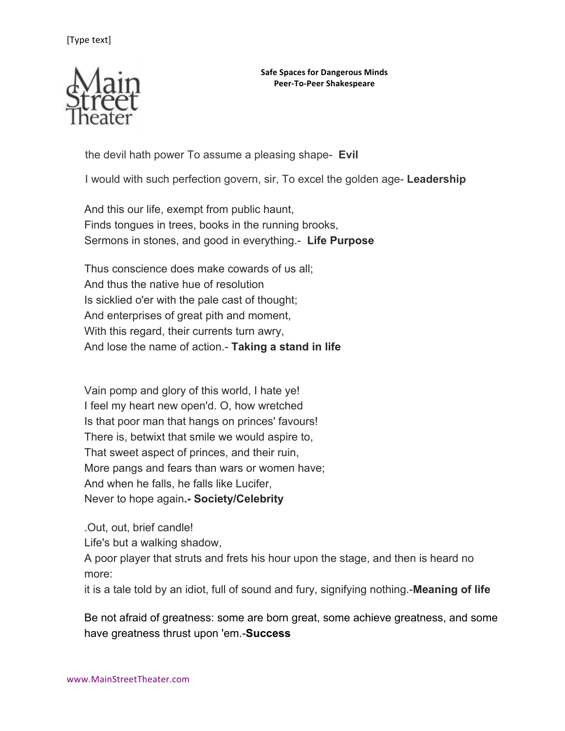**Safe Spaces for Dangerous Minds**
**Peer-To-Peer Shakespeare**

the devil hath power To assume a pleasing shape- **Evil**

I would with such perfection govern, sir, To excel the golden age- **Leadership**

And this our life, exempt from public haunt,
Finds tongues in trees, books in the running brooks,
Sermons in stones, and good in everything.- **Life Purpose**

Thus conscience does make cowards of us all;
And thus the native hue of resolution
Is sicklied o'er with the pale cast of thought;
And enterprises of great pith and moment,
With this regard, their currents turn awry,
And lose the name of action.- **Taking a stand in life**

Vain pomp and glory of this world, I hate ye!
I feel my heart new open'd. O, how wretched
Is that poor man that hangs on princes' favours!
There is, betwixt that smile we would aspire to,
That sweet aspect of princes, and their ruin,
More pangs and fears than wars or women have;
And when he falls, he falls like Lucifer,
Never to hope again**.- Society/Celebrity**

.Out, out, brief candle!
Life's but a walking shadow,
A poor player that struts and frets his hour upon the stage, and then is heard no more:
it is a tale told by an idiot, full of sound and fury, signifying nothing.-**Meaning of life**

Be not afraid of greatness: some are born great, some achieve greatness, and some have greatness thrust upon 'em.-**Success**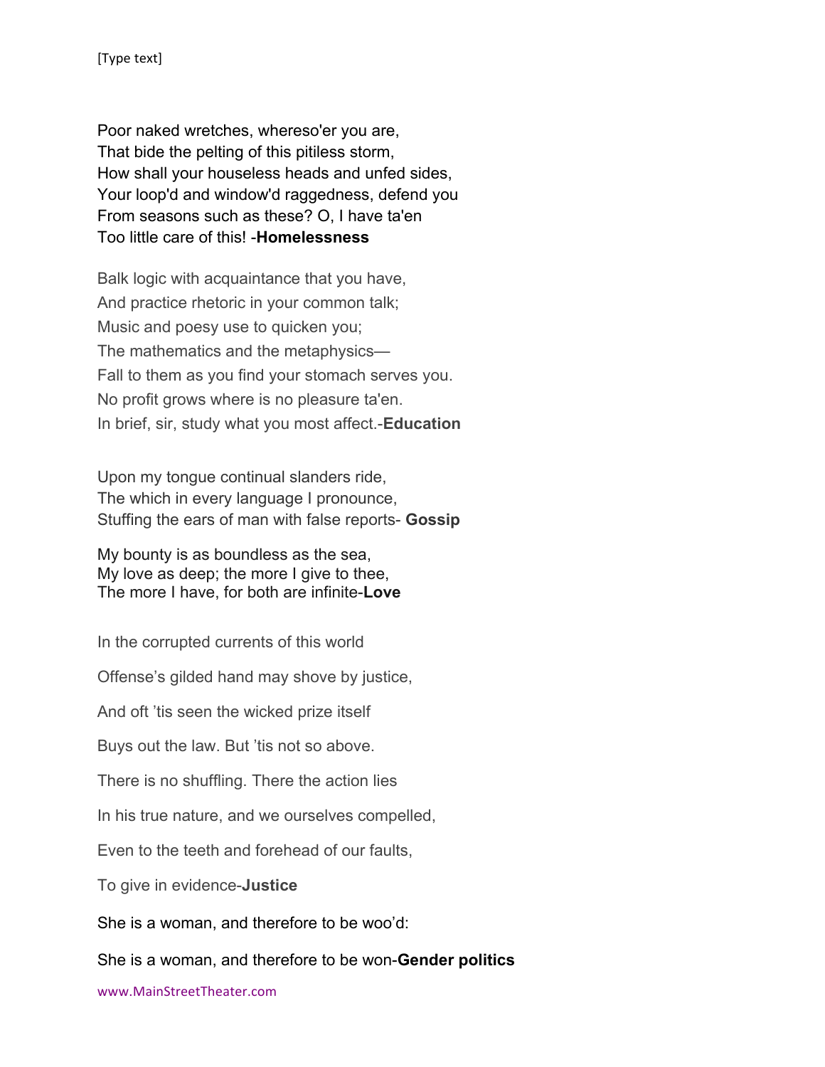Poor naked wretches, whereso'er you are,
That bide the pelting of this pitiless storm,
How shall your houseless heads and unfed sides,
Your loop'd and window'd raggedness, defend you
From seasons such as these? O, I have ta'en
Too little care of this! -**Homelessness**

Balk logic with acquaintance that you have,
And practice rhetoric in your common talk;
Music and poesy use to quicken you;
The mathematics and the metaphysics—
Fall to them as you find your stomach serves you.
No profit grows where is no pleasure ta'en.
In brief, sir, study what you most affect.-**Education**

Upon my tongue continual slanders ride,
The which in every language I pronounce,
Stuffing the ears of man with false reports- **Gossip**

My bounty is as boundless as the sea,
My love as deep; the more I give to thee,
The more I have, for both are infinite-**Love**

In the corrupted currents of this world

Offense's gilded hand may shove by justice,

And oft 'tis seen the wicked prize itself

Buys out the law. But 'tis not so above.

There is no shuffling. There the action lies

In his true nature, and we ourselves compelled,

Even to the teeth and forehead of our faults,

To give in evidence-**Justice**

She is a woman, and therefore to be woo'd:

She is a woman, and therefore to be won-**Gender politics**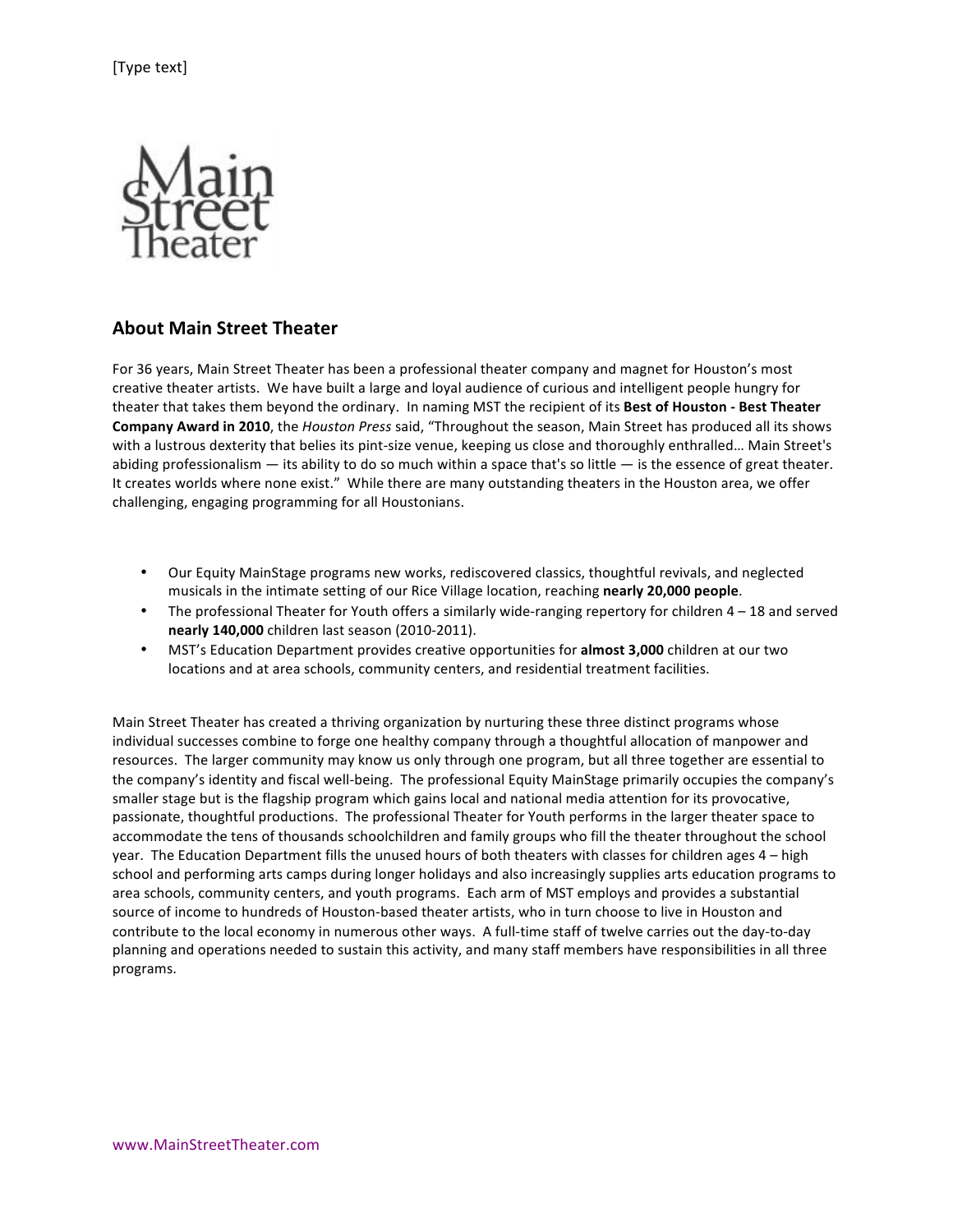[Type text]

Main Street Theater

## About Main Street Theater

For 36 years, Main Street Theater has been a professional theater company and magnet for Houston's most creative theater artists. We have built a large and loyal audience of curious and intelligent people hungry for theater that takes them beyond the ordinary. In naming MST the recipient of its **Best of Houston - Best Theater Company Award in 2010**, the *Houston Press* said, "Throughout the season, Main Street has produced all its shows with a lustrous dexterity that belies its pint-size venue, keeping us close and thoroughly enthralled… Main Street's abiding professionalism — its ability to do so much within a space that's so little — is the essence of great theater. It creates worlds where none exist." While there are many outstanding theaters in the Houston area, we offer challenging, engaging programming for all Houstonians.

- Our Equity MainStage programs new works, rediscovered classics, thoughtful revivals, and neglected musicals in the intimate setting of our Rice Village location, reaching **nearly 20,000 people**.
- The professional Theater for Youth offers a similarly wide-ranging repertory for children 4 – 18 and served **nearly 140,000** children last season (2010-2011).
- MST's Education Department provides creative opportunities for **almost 3,000** children at our two locations and at area schools, community centers, and residential treatment facilities.

Main Street Theater has created a thriving organization by nurturing these three distinct programs whose individual successes combine to forge one healthy company through a thoughtful allocation of manpower and resources. The larger community may know us only through one program, but all three together are essential to the company's identity and fiscal well-being. The professional Equity MainStage primarily occupies the company's smaller stage but is the flagship program which gains local and national media attention for its provocative, passionate, thoughtful productions. The professional Theater for Youth performs in the larger theater space to accommodate the tens of thousands schoolchildren and family groups who fill the theater throughout the school year. The Education Department fills the unused hours of both theaters with classes for children ages 4 – high school and performing arts camps during longer holidays and also increasingly supplies arts education programs to area schools, community centers, and youth programs. Each arm of MST employs and provides a substantial source of income to hundreds of Houston-based theater artists, who in turn choose to live in Houston and contribute to the local economy in numerous other ways. A full-time staff of twelve carries out the day-to-day planning and operations needed to sustain this activity, and many staff members have responsibilities in all three programs.

www.MainStreetTheater.com